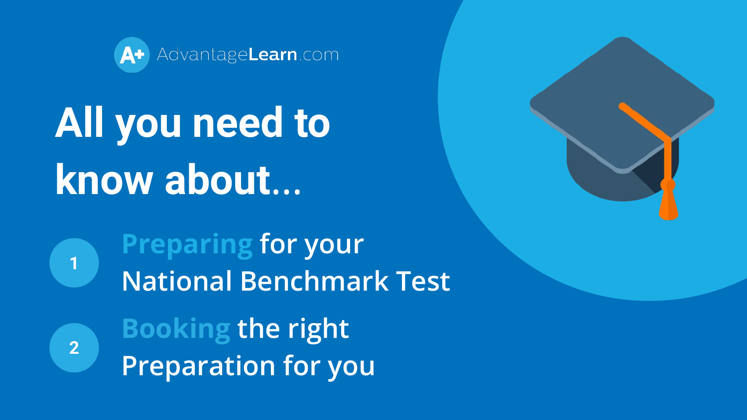AdvantageLearn.com

# All you need to know about...

1. **Preparing** for your National Benchmark Test
2. **Booking** the right Preparation for you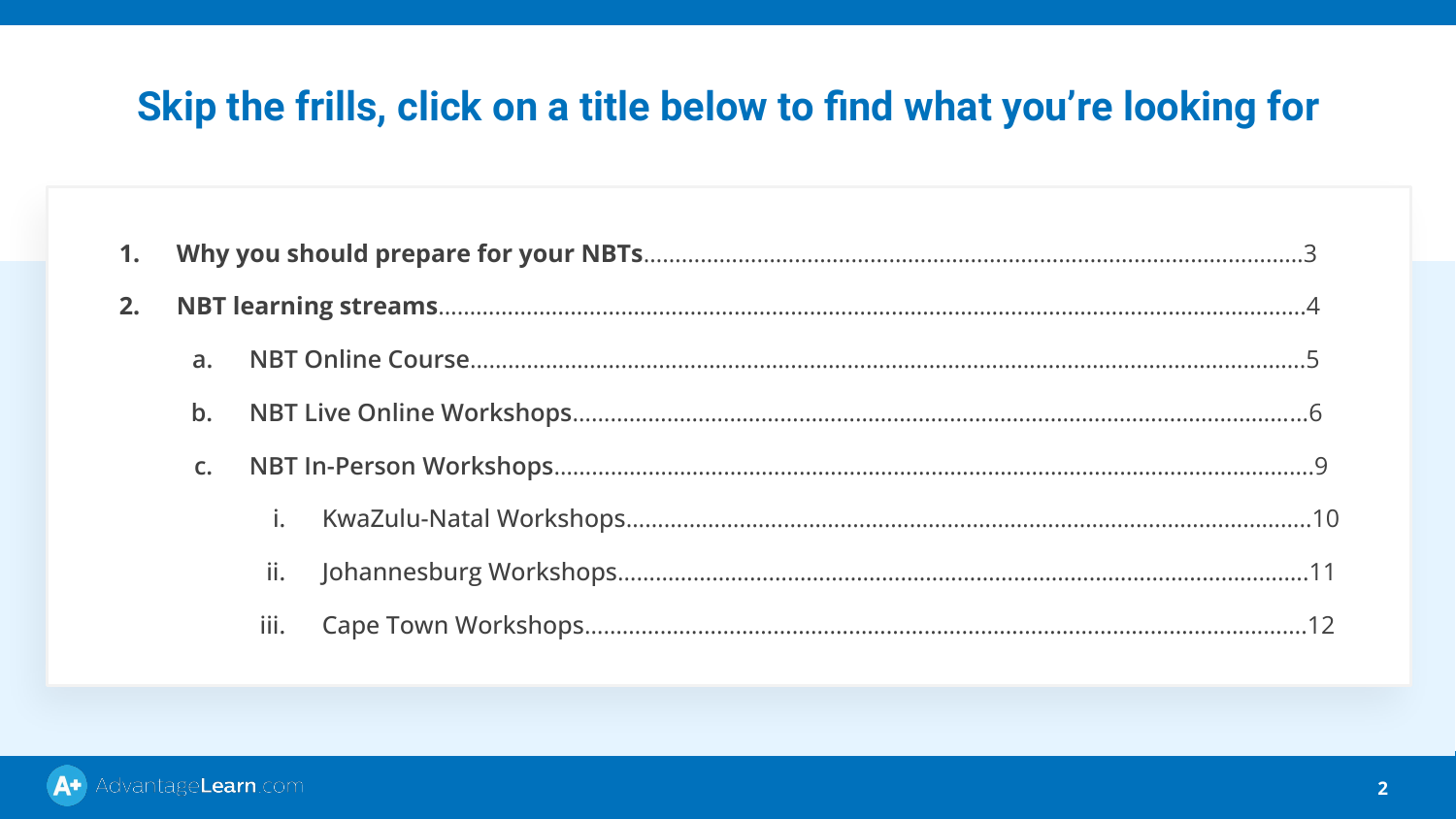# Skip the frills, click on a title below to find what you're looking for

1. **Why you should prepare for your NBTs** .......... 3
2. **NBT learning streams** .......... 4
    a. NBT Online Course .......... 5
    b. NBT Live Online Workshops .......... 6
    c. NBT In-Person Workshops .......... 9
        i. KwaZulu-Natal Workshops .......... 10
        ii. Johannesburg Workshops .......... 11
        iii. Cape Town Workshops .......... 12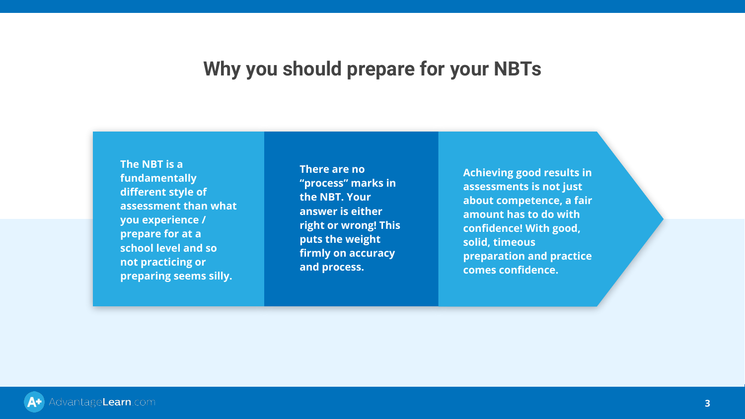# Why you should prepare for your NBTs

**The NBT is a fundamentally different style of assessment than what you experience / prepare for at a school level and so not practicing or preparing seems silly.**

**There are no "process" marks in the NBT. Your answer is either right or wrong! This puts the weight firmly on accuracy and process.**

**Achieving good results in assessments is not just about competence, a fair amount has to do with confidence! With good, solid, timeous preparation and practice comes confidence.**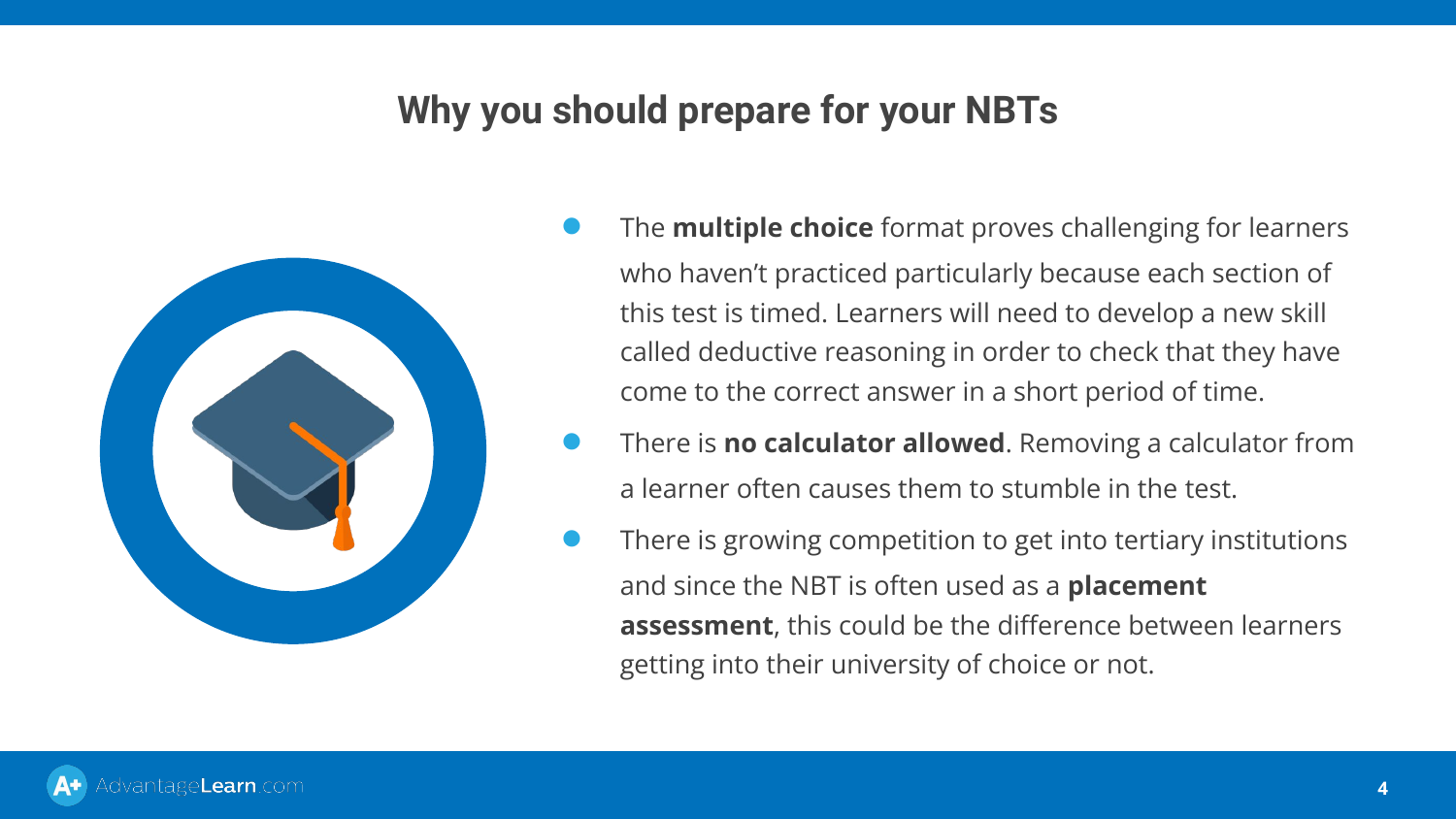## Why you should prepare for your NBTs

- The **multiple choice** format proves challenging for learners who haven't practiced particularly because each section of this test is timed. Learners will need to develop a new skill called deductive reasoning in order to check that they have come to the correct answer in a short period of time.
- There is **no calculator allowed**. Removing a calculator from a learner often causes them to stumble in the test.
- There is growing competition to get into tertiary institutions and since the NBT is often used as a **placement assessment**, this could be the difference between learners getting into their university of choice or not.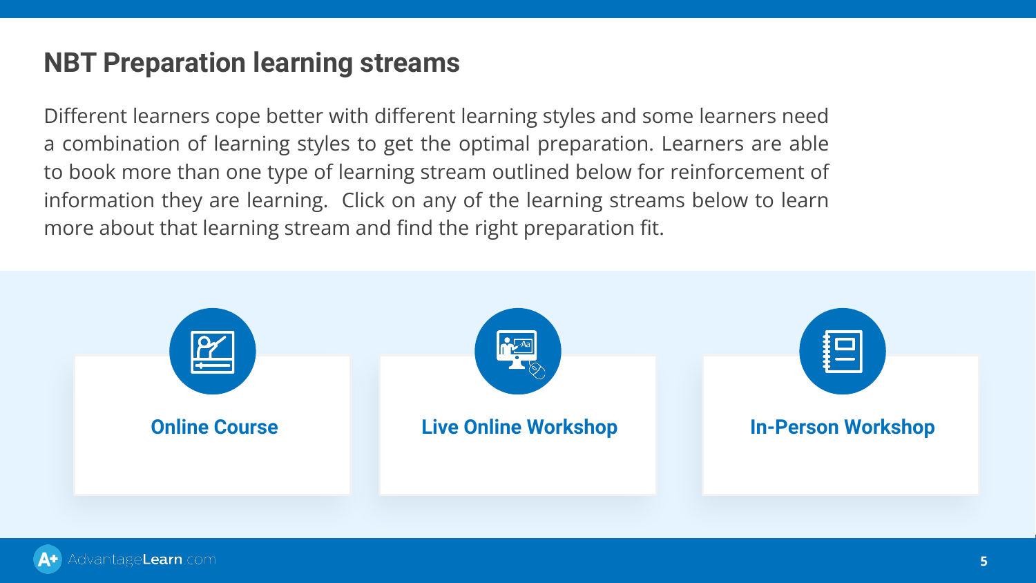# NBT Preparation learning streams

Different learners cope better with different learning styles and some learners need a combination of learning styles to get the optimal preparation. Learners are able to book more than one type of learning stream outlined below for reinforcement of information they are learning. Click on any of the learning streams below to learn more about that learning stream and find the right preparation fit.

**Online Course**

**Live Online Workshop**

**In-Person Workshop**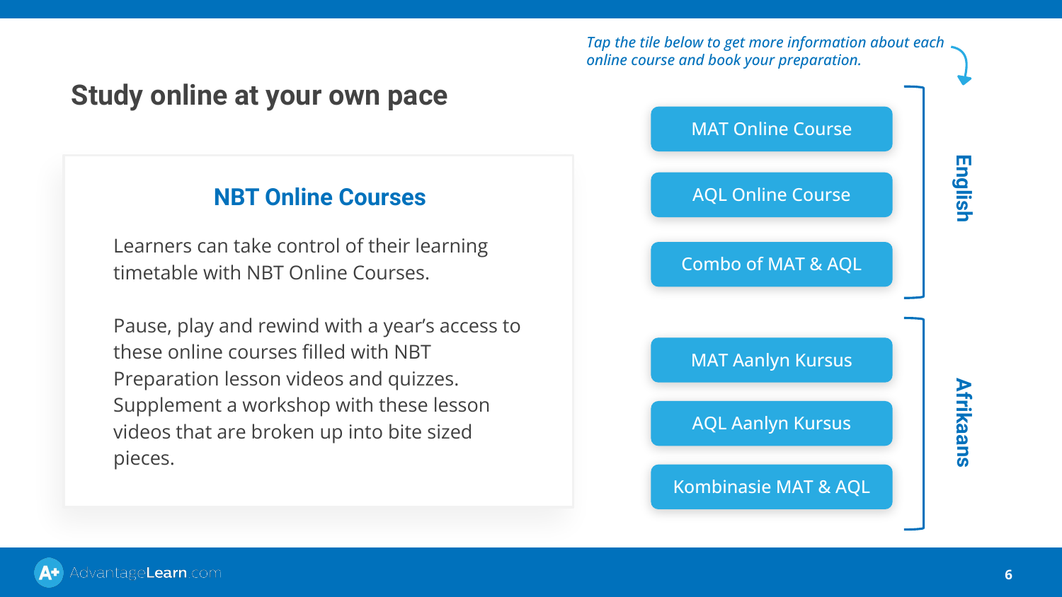# Study online at your own pace

## NBT Online Courses

Learners can take control of their learning timetable with NBT Online Courses.

Pause, play and rewind with a year's access to these online courses filled with NBT Preparation lesson videos and quizzes. Supplement a workshop with these lesson videos that are broken up into bite sized pieces.

*Tap the tile below to get more information about each online course and book your preparation.*

**English**

- MAT Online Course
- AQL Online Course
- Combo of MAT & AQL

**Afrikaans**

- MAT Aanlyn Kursus
- AQL Aanlyn Kursus
- Kombinasie MAT & AQL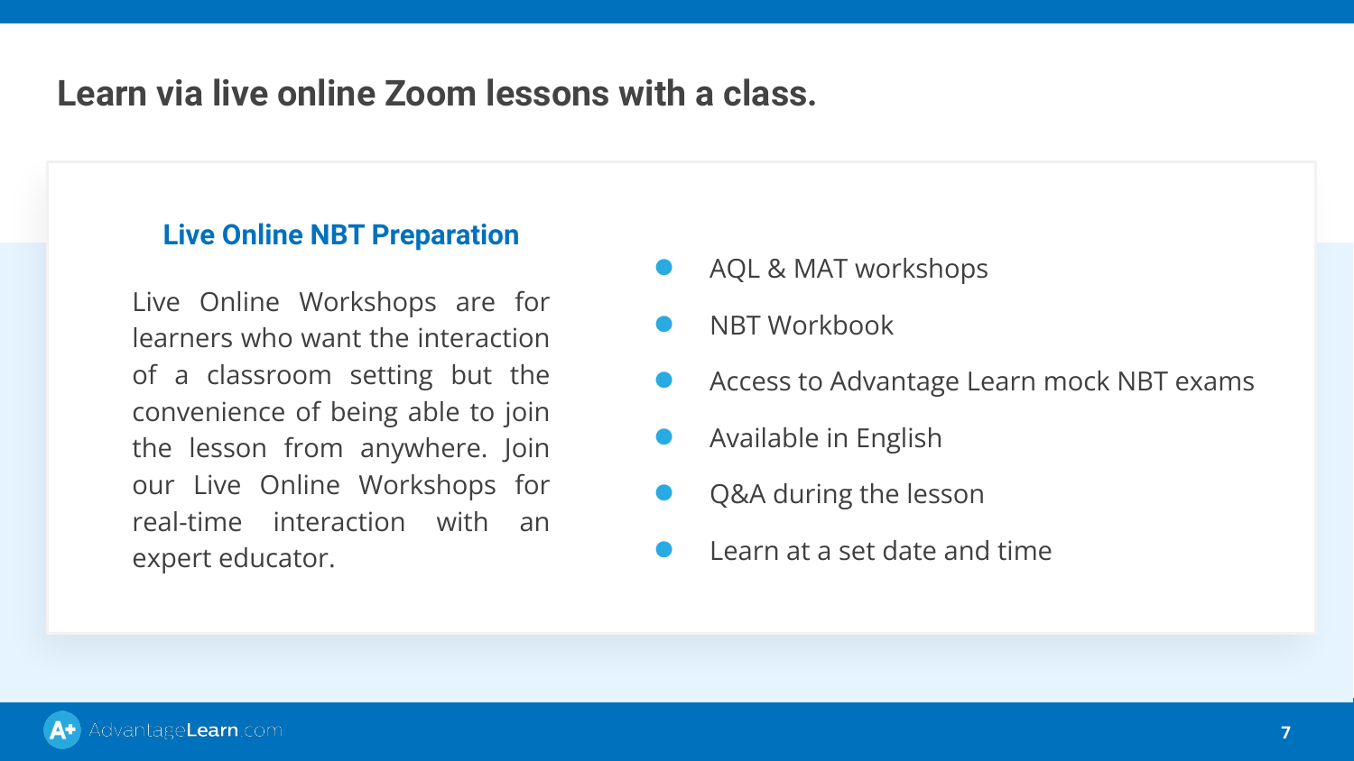# Learn via live online Zoom lessons with a class.

## Live Online NBT Preparation

Live Online Workshops are for learners who want the interaction of a classroom setting but the convenience of being able to join the lesson from anywhere. Join our Live Online Workshops for real-time interaction with an expert educator.

- AQL & MAT workshops
- NBT Workbook
- Access to Advantage Learn mock NBT exams
- Available in English
- Q&A during the lesson
- Learn at a set date and time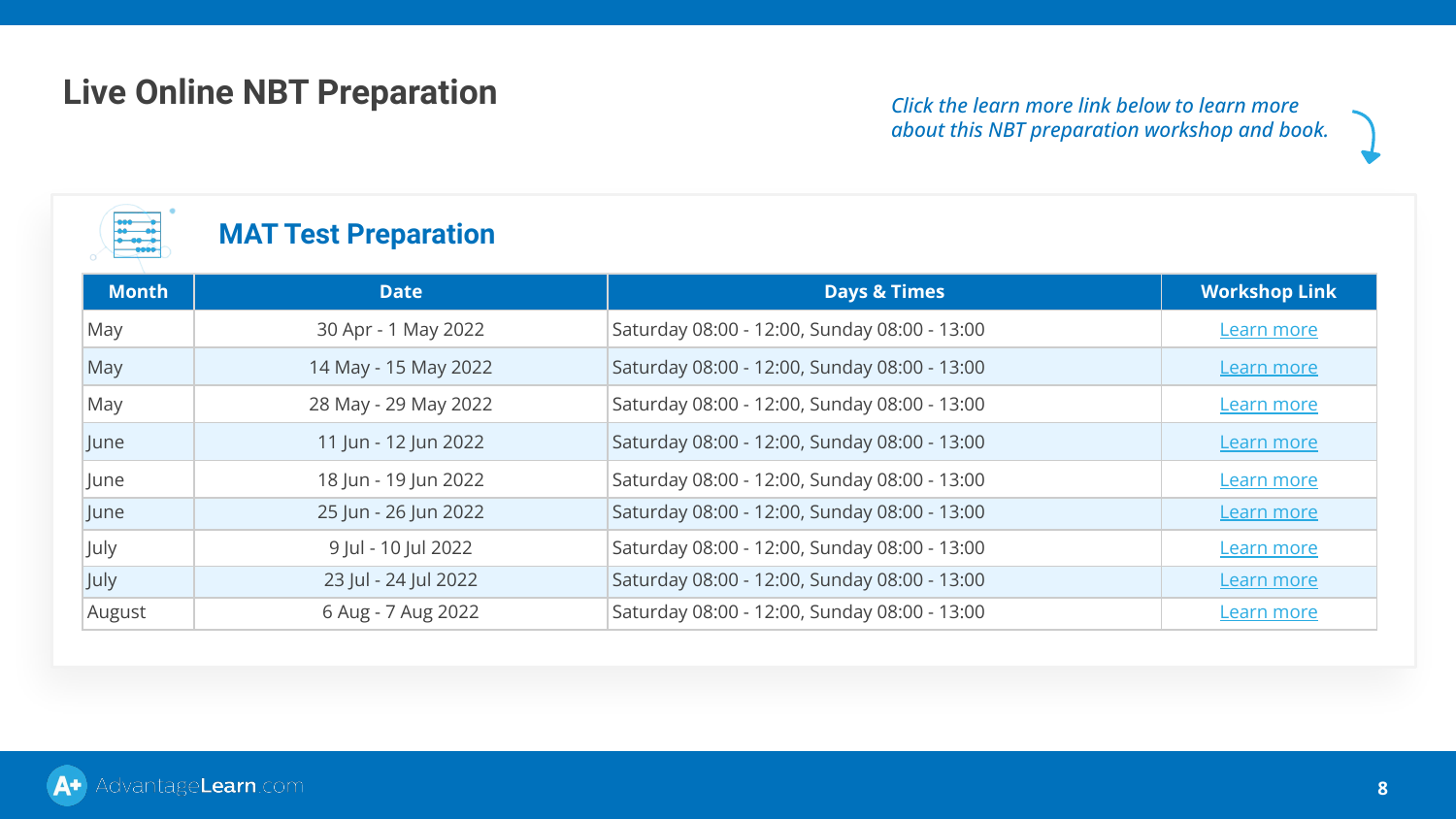# Live Online NBT Preparation

*Click the learn more link below to learn more about this NBT preparation workshop and book.*

## MAT Test Preparation

| Month | Date | Days & Times | Workshop Link |
|---|---|---|---|
| May | 30 Apr - 1 May 2022 | Saturday 08:00 - 12:00, Sunday 08:00 - 13:00 | Learn more |
| May | 14 May - 15 May 2022 | Saturday 08:00 - 12:00, Sunday 08:00 - 13:00 | Learn more |
| May | 28 May - 29 May 2022 | Saturday 08:00 - 12:00, Sunday 08:00 - 13:00 | Learn more |
| June | 11 Jun - 12 Jun 2022 | Saturday 08:00 - 12:00, Sunday 08:00 - 13:00 | Learn more |
| June | 18 Jun - 19 Jun 2022 | Saturday 08:00 - 12:00, Sunday 08:00 - 13:00 | Learn more |
| June | 25 Jun - 26 Jun 2022 | Saturday 08:00 - 12:00, Sunday 08:00 - 13:00 | Learn more |
| July | 9 Jul - 10 Jul 2022 | Saturday 08:00 - 12:00, Sunday 08:00 - 13:00 | Learn more |
| July | 23 Jul - 24 Jul 2022 | Saturday 08:00 - 12:00, Sunday 08:00 - 13:00 | Learn more |
| August | 6 Aug - 7 Aug 2022 | Saturday 08:00 - 12:00, Sunday 08:00 - 13:00 | Learn more |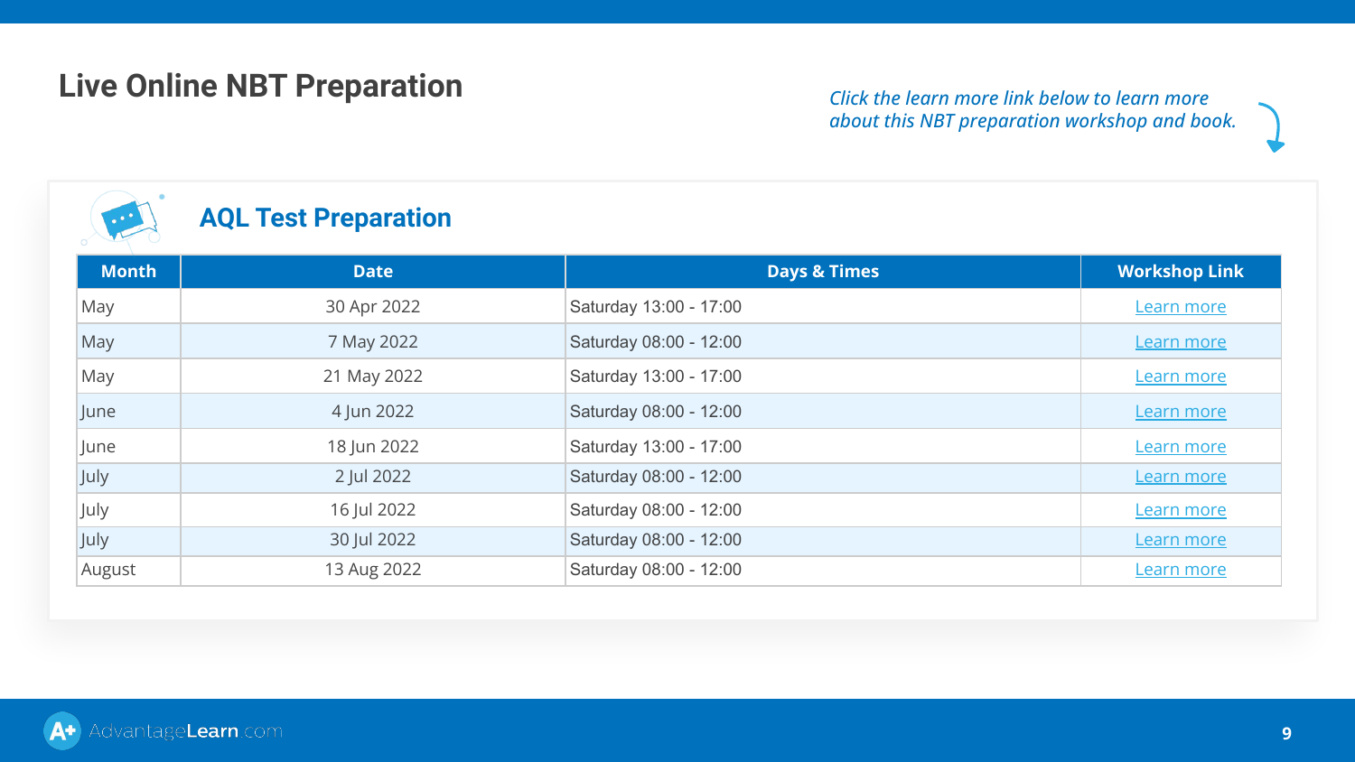# Live Online NBT Preparation

*Click the learn more link below to learn more about this NBT preparation workshop and book.*

## AQL Test Preparation

| Month | Date | Days & Times | Workshop Link |
|---|---|---|---|
| May | 30 Apr 2022 | Saturday 13:00 - 17:00 | Learn more |
| May | 7 May 2022 | Saturday 08:00 - 12:00 | Learn more |
| May | 21 May 2022 | Saturday 13:00 - 17:00 | Learn more |
| June | 4 Jun 2022 | Saturday 08:00 - 12:00 | Learn more |
| June | 18 Jun 2022 | Saturday 13:00 - 17:00 | Learn more |
| July | 2 Jul 2022 | Saturday 08:00 - 12:00 | Learn more |
| July | 16 Jul 2022 | Saturday 08:00 - 12:00 | Learn more |
| July | 30 Jul 2022 | Saturday 08:00 - 12:00 | Learn more |
| August | 13 Aug 2022 | Saturday 08:00 - 12:00 | Learn more |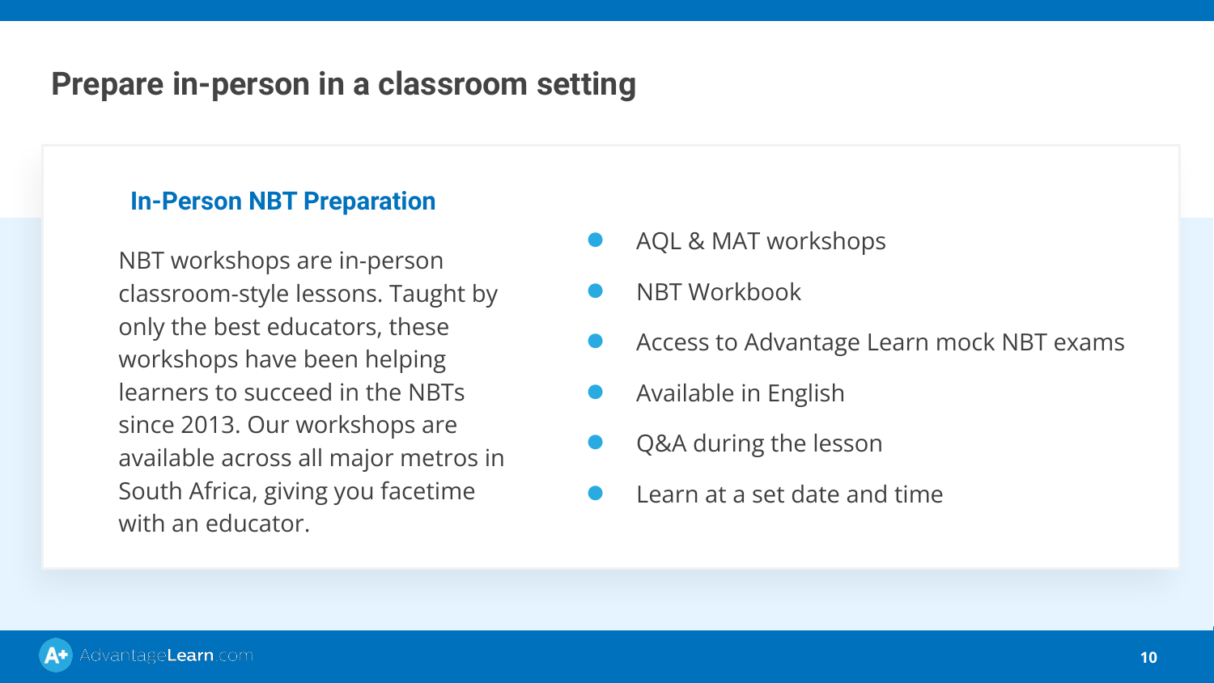# Prepare in-person in a classroom setting

## In-Person NBT Preparation

NBT workshops are in-person classroom-style lessons. Taught by only the best educators, these workshops have been helping learners to succeed in the NBTs since 2013. Our workshops are available across all major metros in South Africa, giving you facetime with an educator.

- AQL & MAT workshops
- NBT Workbook
- Access to Advantage Learn mock NBT exams
- Available in English
- Q&A during the lesson
- Learn at a set date and time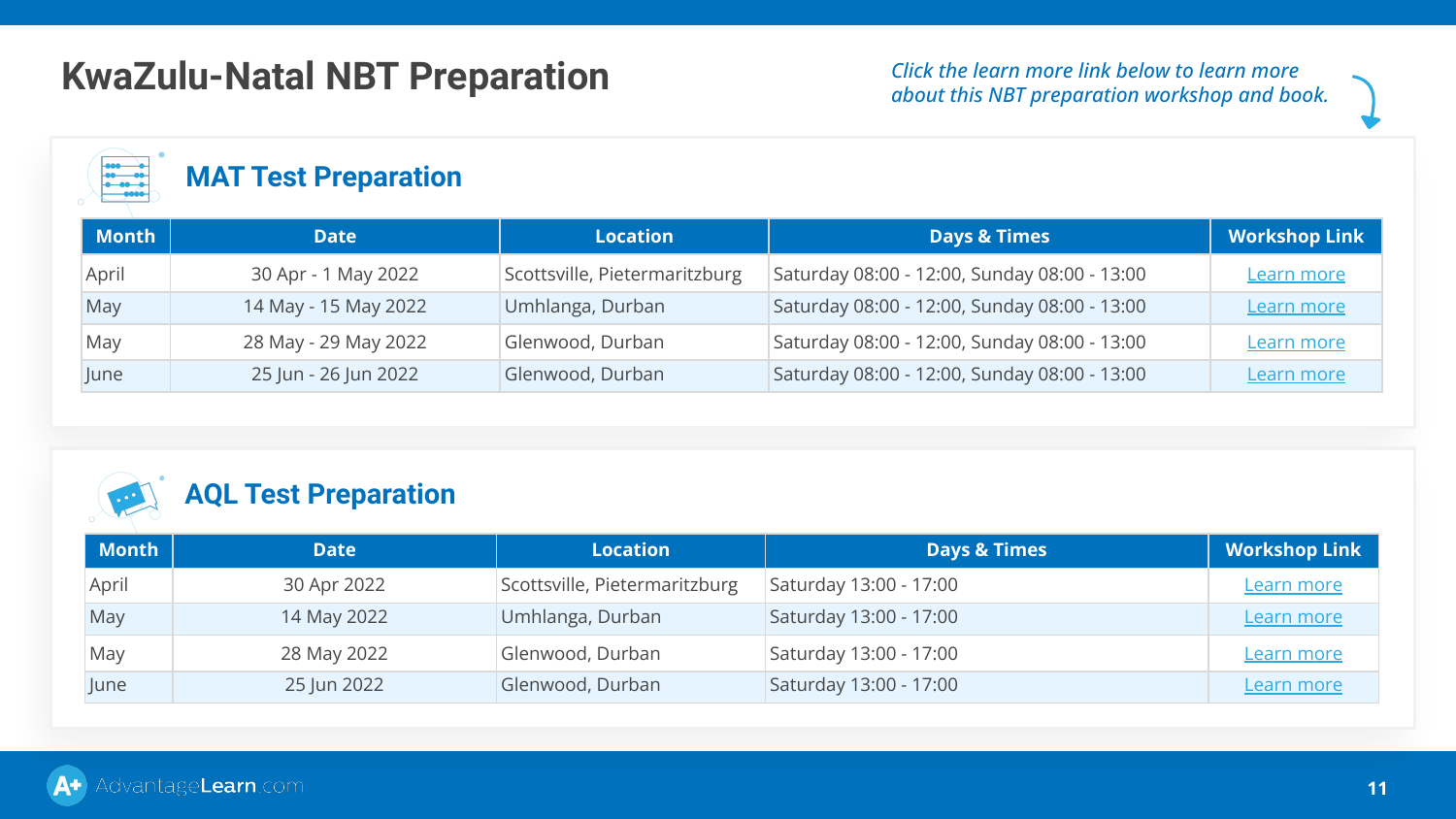# KwaZulu-Natal NBT Preparation

*Click the learn more link below to learn more about this NBT preparation workshop and book.*

## MAT Test Preparation

| Month | Date | Location | Days & Times | Workshop Link |
|---|---|---|---|---|
| April | 30 Apr - 1 May 2022 | Scottsville, Pietermaritzburg | Saturday 08:00 - 12:00, Sunday 08:00 - 13:00 | Learn more |
| May | 14 May - 15 May 2022 | Umhlanga, Durban | Saturday 08:00 - 12:00, Sunday 08:00 - 13:00 | Learn more |
| May | 28 May - 29 May 2022 | Glenwood, Durban | Saturday 08:00 - 12:00, Sunday 08:00 - 13:00 | Learn more |
| June | 25 Jun - 26 Jun 2022 | Glenwood, Durban | Saturday 08:00 - 12:00, Sunday 08:00 - 13:00 | Learn more |

## AQL Test Preparation

| Month | Date | Location | Days & Times | Workshop Link |
|---|---|---|---|---|
| April | 30 Apr 2022 | Scottsville, Pietermaritzburg | Saturday 13:00 - 17:00 | Learn more |
| May | 14 May 2022 | Umhlanga, Durban | Saturday 13:00 - 17:00 | Learn more |
| May | 28 May 2022 | Glenwood, Durban | Saturday 13:00 - 17:00 | Learn more |
| June | 25 Jun 2022 | Glenwood, Durban | Saturday 13:00 - 17:00 | Learn more |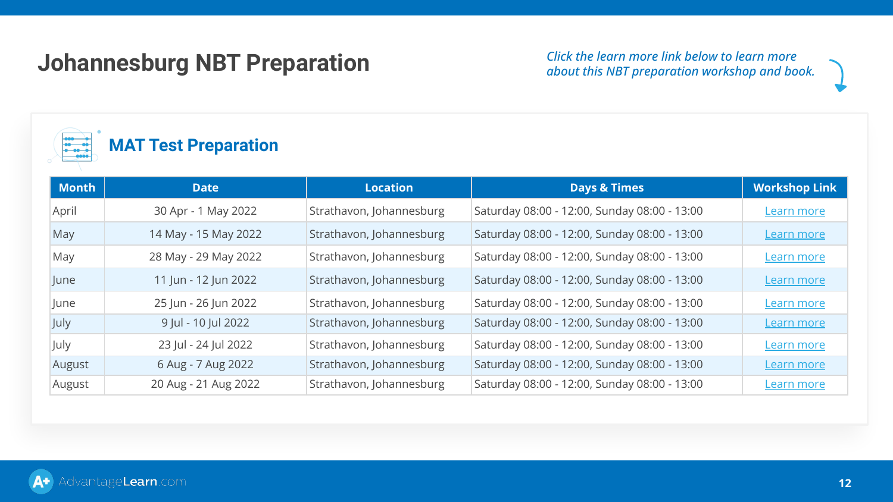# Johannesburg NBT Preparation

*Click the learn more link below to learn more about this NBT preparation workshop and book.*

## MAT Test Preparation

| Month | Date | Location | Days & Times | Workshop Link |
|---|---|---|---|---|
| April | 30 Apr - 1 May 2022 | Strathavon, Johannesburg | Saturday 08:00 - 12:00, Sunday 08:00 - 13:00 | Learn more |
| May | 14 May - 15 May 2022 | Strathavon, Johannesburg | Saturday 08:00 - 12:00, Sunday 08:00 - 13:00 | Learn more |
| May | 28 May - 29 May 2022 | Strathavon, Johannesburg | Saturday 08:00 - 12:00, Sunday 08:00 - 13:00 | Learn more |
| June | 11 Jun - 12 Jun 2022 | Strathavon, Johannesburg | Saturday 08:00 - 12:00, Sunday 08:00 - 13:00 | Learn more |
| June | 25 Jun - 26 Jun 2022 | Strathavon, Johannesburg | Saturday 08:00 - 12:00, Sunday 08:00 - 13:00 | Learn more |
| July | 9 Jul - 10 Jul 2022 | Strathavon, Johannesburg | Saturday 08:00 - 12:00, Sunday 08:00 - 13:00 | Learn more |
| July | 23 Jul - 24 Jul 2022 | Strathavon, Johannesburg | Saturday 08:00 - 12:00, Sunday 08:00 - 13:00 | Learn more |
| August | 6 Aug - 7 Aug 2022 | Strathavon, Johannesburg | Saturday 08:00 - 12:00, Sunday 08:00 - 13:00 | Learn more |
| August | 20 Aug - 21 Aug 2022 | Strathavon, Johannesburg | Saturday 08:00 - 12:00, Sunday 08:00 - 13:00 | Learn more |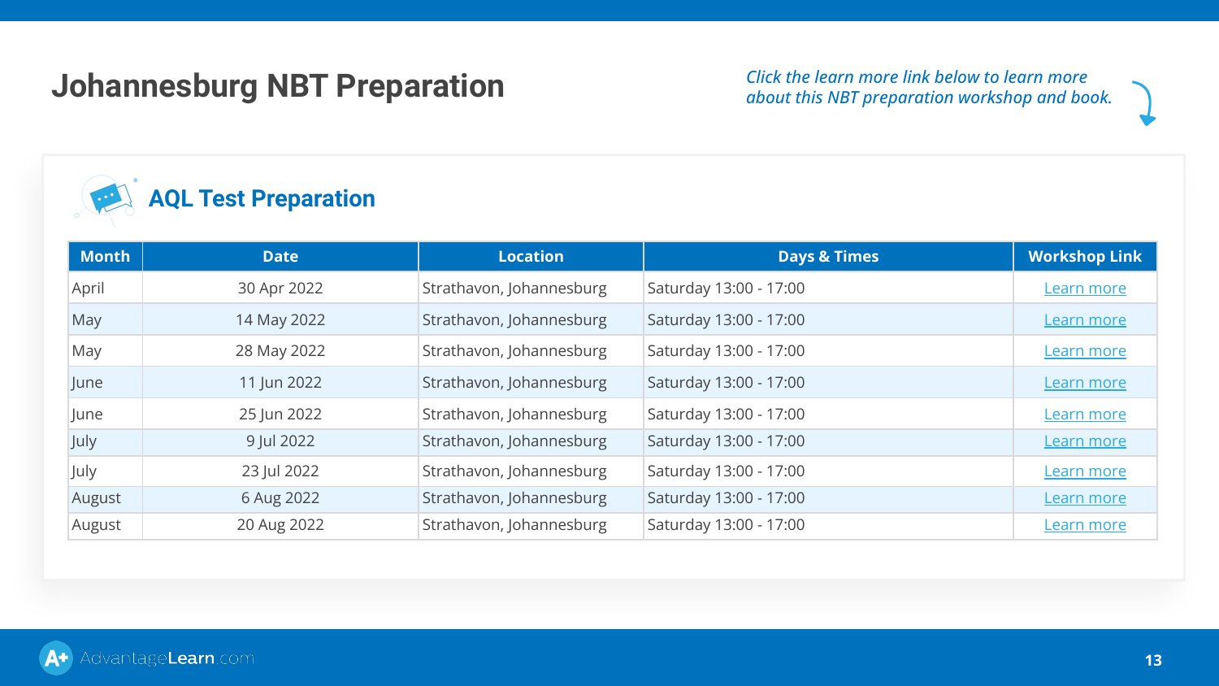# Johannesburg NBT Preparation

*Click the learn more link below to learn more about this NBT preparation workshop and book.*

## AQL Test Preparation

| Month | Date | Location | Days & Times | Workshop Link |
|---|---|---|---|---|
| April | 30 Apr 2022 | Strathavon, Johannesburg | Saturday 13:00 - 17:00 | Learn more |
| May | 14 May 2022 | Strathavon, Johannesburg | Saturday 13:00 - 17:00 | Learn more |
| May | 28 May 2022 | Strathavon, Johannesburg | Saturday 13:00 - 17:00 | Learn more |
| June | 11 Jun 2022 | Strathavon, Johannesburg | Saturday 13:00 - 17:00 | Learn more |
| June | 25 Jun 2022 | Strathavon, Johannesburg | Saturday 13:00 - 17:00 | Learn more |
| July | 9 Jul 2022 | Strathavon, Johannesburg | Saturday 13:00 - 17:00 | Learn more |
| July | 23 Jul 2022 | Strathavon, Johannesburg | Saturday 13:00 - 17:00 | Learn more |
| August | 6 Aug 2022 | Strathavon, Johannesburg | Saturday 13:00 - 17:00 | Learn more |
| August | 20 Aug 2022 | Strathavon, Johannesburg | Saturday 13:00 - 17:00 | Learn more |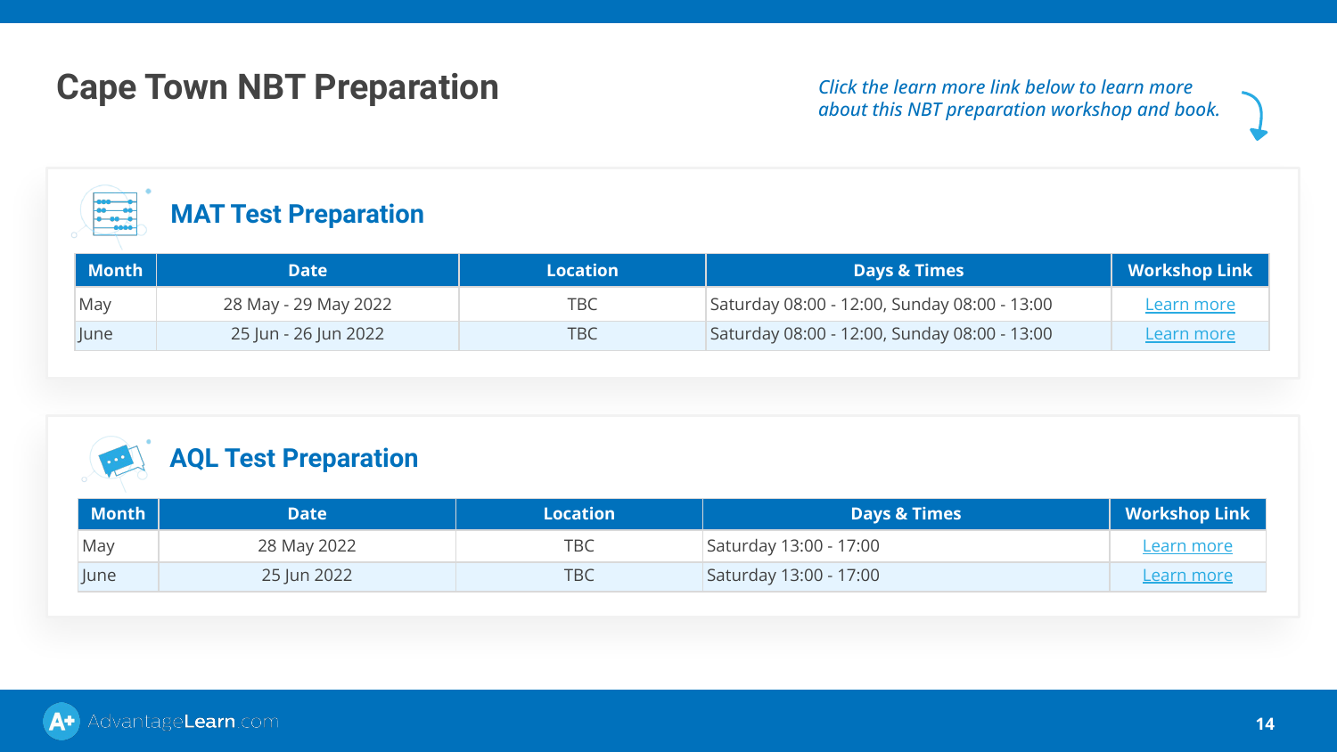# Cape Town NBT Preparation

*Click the learn more link below to learn more about this NBT preparation workshop and book.*

## MAT Test Preparation

| Month | Date | Location | Days & Times | Workshop Link |
|---|---|---|---|---|
| May | 28 May - 29 May 2022 | TBC | Saturday 08:00 - 12:00, Sunday 08:00 - 13:00 | Learn more |
| June | 25 Jun - 26 Jun 2022 | TBC | Saturday 08:00 - 12:00, Sunday 08:00 - 13:00 | Learn more |

## AQL Test Preparation

| Month | Date | Location | Days & Times | Workshop Link |
|---|---|---|---|---|
| May | 28 May 2022 | TBC | Saturday 13:00 - 17:00 | Learn more |
| June | 25 Jun 2022 | TBC | Saturday 13:00 - 17:00 | Learn more |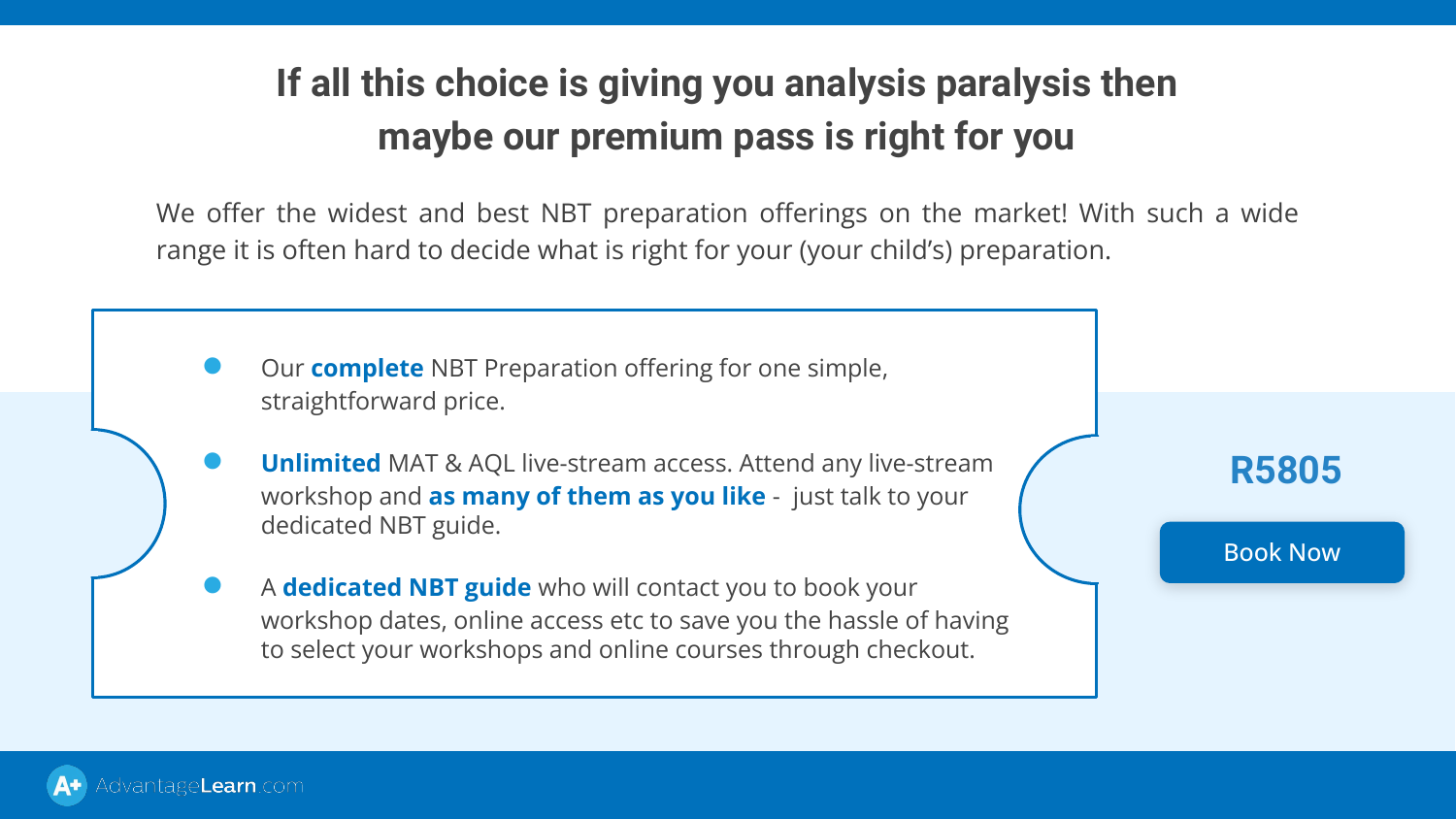# If all this choice is giving you analysis paralysis then maybe our premium pass is right for you

We offer the widest and best NBT preparation offerings on the market! With such a wide range it is often hard to decide what is right for your (your child's) preparation.

- Our **complete** NBT Preparation offering for one simple, straightforward price.
- **Unlimited** MAT & AQL live-stream access. Attend any live-stream workshop and **as many of them as you like** - just talk to your dedicated NBT guide.
- A **dedicated NBT guide** who will contact you to book your workshop dates, online access etc to save you the hassle of having to select your workshops and online courses through checkout.

**R5805**

Book Now

AdvantageLearn.com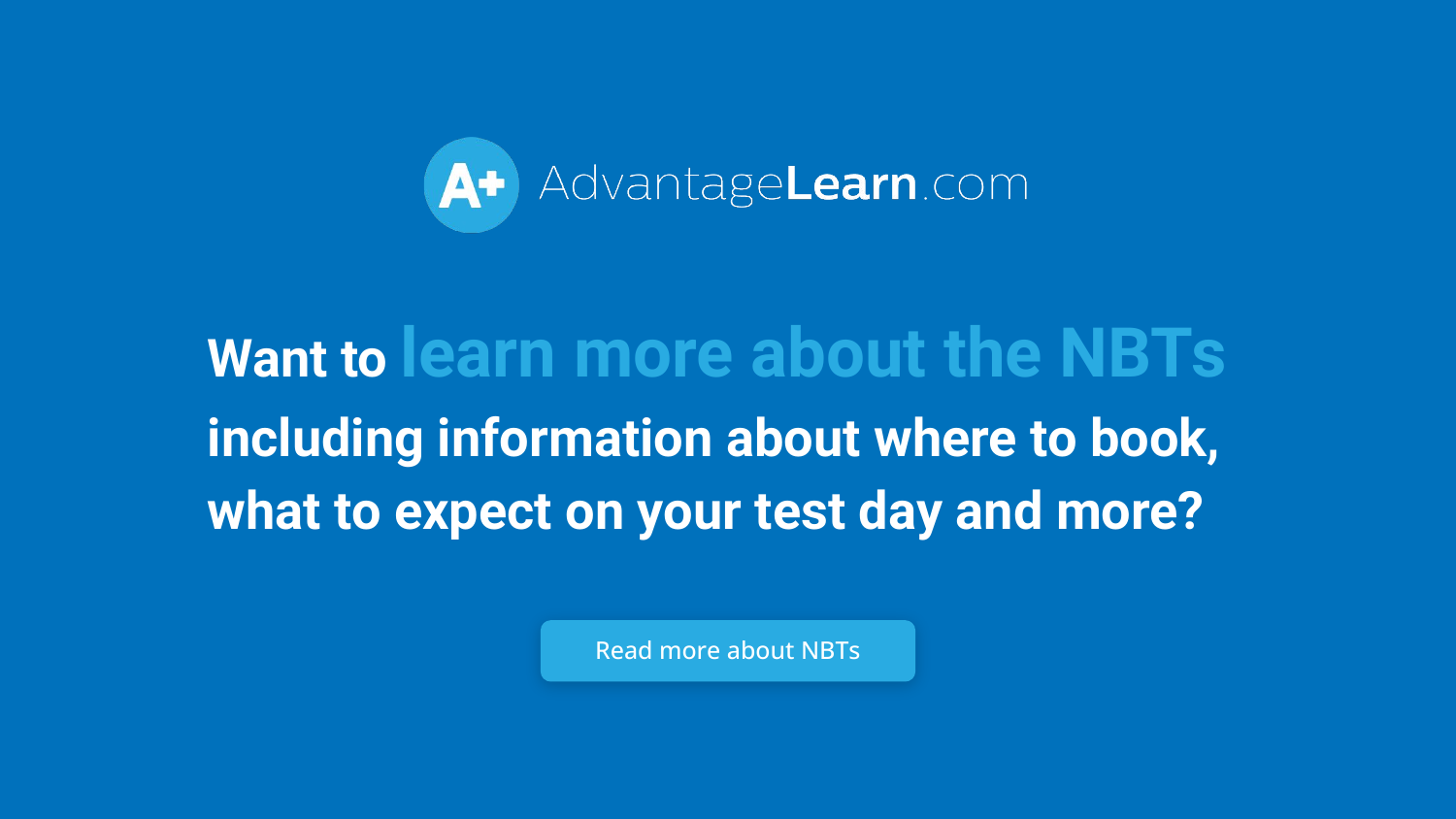AdvantageLearn.com

**Want to learn more about the NBTs including information about where to book, what to expect on your test day and more?**

Read more about NBTs